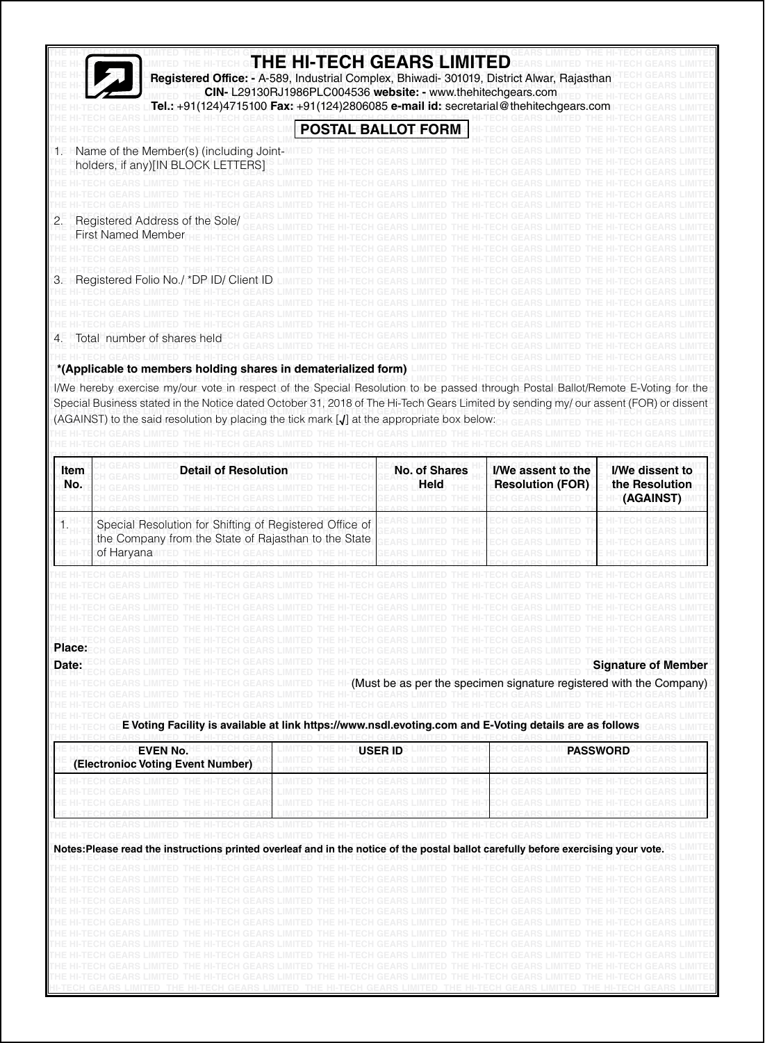# THE HI-TECH GEARS LIMITED

**Registered Office: -** A-589, Industrial Complex, Bhiwadi- 301019, District Alwar, Rajasthan
**CIN-** L29130RJ1986PLC004536 **website: -** www.thehitechgears.com
**Tel.:** +91(124)4715100 **Fax:** +91(124)2806085 **e-mail id:** secretarial@thehitechgears.com

## POSTAL BALLOT FORM

1. Name of the Member(s) (including Joint-holders, if any)[IN BLOCK LETTERS]

2. Registered Address of the Sole/ First Named Member

3. Registered Folio No./ *DP ID/ Client ID

4. Total number of shares held

**\*(Applicable to members holding shares in dematerialized form)**

I/We hereby exercise my/our vote in respect of the Special Resolution to be passed through Postal Ballot/Remote E-Voting for the Special Business stated in the Notice dated October 31, 2018 of The Hi-Tech Gears Limited by sending my/ our assent (FOR) or dissent (AGAINST) to the said resolution by placing the tick mark [✓] at the appropriate box below:

| Item No. | Detail of Resolution | No. of Shares Held | I/We assent to the Resolution (FOR) | I/We dissent to the Resolution (AGAINST) |
|---|---|---|---|---|
| 1. | Special Resolution for Shifting of Registered Office of the Company from the State of Rajasthan to the State of Haryana | | | |

**Place:**

**Date:**

**Signature of Member**

(Must be as per the specimen signature registered with the Company)

**E Voting Facility is available at link https://www.nsdl.evoting.com and E-Voting details are as follows**

| EVEN No. (Electronioc Voting Event Number) | USER ID | PASSWORD |
|---|---|---|
| | | |

**Notes:Please read the instructions printed overleaf and in the notice of the postal ballot carefully before exercising your vote.**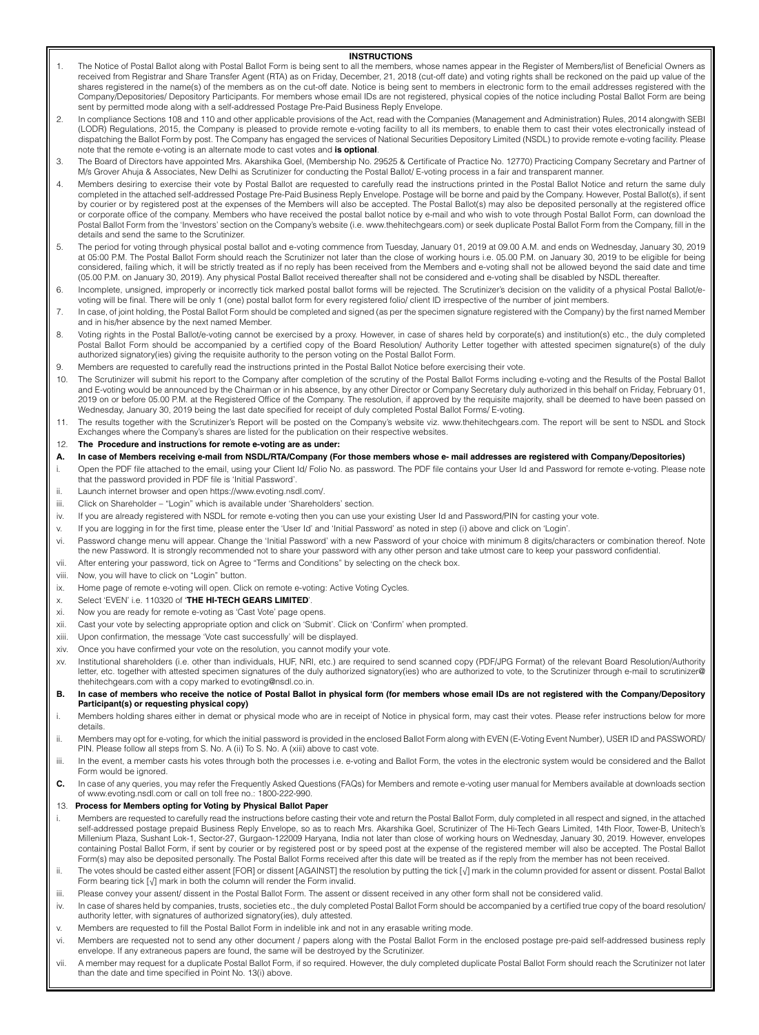# INSTRUCTIONS

1. The Notice of Postal Ballot along with Postal Ballot Form is being sent to all the members, whose names appear in the Register of Members/list of Beneficial Owners as received from Registrar and Share Transfer Agent (RTA) as on Friday, December, 21, 2018 (cut-off date) and voting rights shall be reckoned on the paid up value of the shares registered in the name(s) of the members as on the cut-off date. Notice is being sent to members in electronic form to the email addresses registered with the Company/Depositories/ Depository Participants. For members whose email IDs are not registered, physical copies of the notice including Postal Ballot Form are being sent by permitted mode along with a self-addressed Postage Pre-Paid Business Reply Envelope.
2. In compliance Sections 108 and 110 and other applicable provisions of the Act, read with the Companies (Management and Administration) Rules, 2014 alongwith SEBI (LODR) Regulations, 2015, the Company is pleased to provide remote e-voting facility to all its members, to enable them to cast their votes electronically instead of dispatching the Ballot Form by post. The Company has engaged the services of National Securities Depository Limited (NSDL) to provide remote e-voting facility. Please note that the remote e-voting is an alternate mode to cast votes and **is optional**.
3. The Board of Directors have appointed Mrs. Akarshika Goel, (Membership No. 29525 & Certificate of Practice No. 12770) Practicing Company Secretary and Partner of M/s Grover Ahuja & Associates, New Delhi as Scrutinizer for conducting the Postal Ballot/ E-voting process in a fair and transparent manner.
4. Members desiring to exercise their vote by Postal Ballot are requested to carefully read the instructions printed in the Postal Ballot Notice and return the same duly completed in the attached self-addressed Postage Pre-Paid Business Reply Envelope. Postage will be borne and paid by the Company. However, Postal Ballot(s), if sent by courier or by registered post at the expenses of the Members will also be accepted. The Postal Ballot(s) may also be deposited personally at the registered office or corporate office of the company. Members who have received the postal ballot notice by e-mail and who wish to vote through Postal Ballot Form, can download the Postal Ballot Form from the 'Investors' section on the Company's website (i.e. www.thehitechgears.com) or seek duplicate Postal Ballot Form from the Company, fill in the details and send the same to the Scrutinizer.
5. The period for voting through physical postal ballot and e-voting commence from Tuesday, January 01, 2019 at 09.00 A.M. and ends on Wednesday, January 30, 2019 at 05:00 P.M. The Postal Ballot Form should reach the Scrutinizer not later than the close of working hours i.e. 05.00 P.M. on January 30, 2019 to be eligible for being considered, failing which, it will be strictly treated as if no reply has been received from the Members and e-voting shall not be allowed beyond the said date and time (05.00 P.M. on January 30, 2019). Any physical Postal Ballot received thereafter shall not be considered and e-voting shall be disabled by NSDL thereafter.
6. Incomplete, unsigned, improperly or incorrectly tick marked postal ballot forms will be rejected. The Scrutinizer's decision on the validity of a physical Postal Ballot/e-voting will be final. There will be only 1 (one) postal ballot form for every registered folio/ client ID irrespective of the number of joint members.
7. In case, of joint holding, the Postal Ballot Form should be completed and signed (as per the specimen signature registered with the Company) by the first named Member and in his/her absence by the next named Member.
8. Voting rights in the Postal Ballot/e-voting cannot be exercised by a proxy. However, in case of shares held by corporate(s) and institution(s) etc., the duly completed Postal Ballot Form should be accompanied by a certified copy of the Board Resolution/ Authority Letter together with attested specimen signature(s) of the duly authorized signatory(ies) giving the requisite authority to the person voting on the Postal Ballot Form.
9. Members are requested to carefully read the instructions printed in the Postal Ballot Notice before exercising their vote.
10. The Scrutinizer will submit his report to the Company after completion of the scrutiny of the Postal Ballot Forms including e-voting and the Results of the Postal Ballot and E-voting would be announced by the Chairman or in his absence, by any other Director or Company Secretary duly authorized in this behalf on Friday, February 01, 2019 on or before 05.00 P.M. at the Registered Office of the Company. The resolution, if approved by the requisite majority, shall be deemed to have been passed on Wednesday, January 30, 2019 being the last date specified for receipt of duly completed Postal Ballot Forms/ E-voting.
11. The results together with the Scrutinizer's Report will be posted on the Company's website viz. www.thehitechgears.com. The report will be sent to NSDL and Stock Exchanges where the Company's shares are listed for the publication on their respective websites.
12. **The Procedure and instructions for remote e-voting are as under:**

**A. In case of Members receiving e-mail from NSDL/RTA/Company (For those members whose e- mail addresses are registered with Company/Depositories)**

i. Open the PDF file attached to the email, using your Client Id/ Folio No. as password. The PDF file contains your User Id and Password for remote e-voting. Please note that the password provided in PDF file is 'Initial Password'.
ii. Launch internet browser and open https://www.evoting.nsdl.com/.
iii. Click on Shareholder – "Login" which is available under 'Shareholders' section.
iv. If you are already registered with NSDL for remote e-voting then you can use your existing User Id and Password/PIN for casting your vote.
v. If you are logging in for the first time, please enter the 'User Id' and 'Initial Password' as noted in step (i) above and click on 'Login'.
vi. Password change menu will appear. Change the 'Initial Password' with a new Password of your choice with minimum 8 digits/characters or combination thereof. Note the new Password. It is strongly recommended not to share your password with any other person and take utmost care to keep your password confidential.
vii. After entering your password, tick on Agree to "Terms and Conditions" by selecting on the check box.
viii. Now, you will have to click on "Login" button.
ix. Home page of remote e-voting will open. Click on remote e-voting: Active Voting Cycles.
x. Select 'EVEN' i.e. 110320 of '**THE HI-TECH GEARS LIMITED**'.
xi. Now you are ready for remote e-voting as 'Cast Vote' page opens.
xii. Cast your vote by selecting appropriate option and click on 'Submit'. Click on 'Confirm' when prompted.
xiii. Upon confirmation, the message 'Vote cast successfully' will be displayed.
xiv. Once you have confirmed your vote on the resolution, you cannot modify your vote.
xv. Institutional shareholders (i.e. other than individuals, HUF, NRI, etc.) are required to send scanned copy (PDF/JPG Format) of the relevant Board Resolution/Authority letter, etc. together with attested specimen signatures of the duly authorized signatory(ies) who are authorized to vote, to the Scrutinizer through e-mail to scrutinizer@thehitechgears.com with a copy marked to evoting@nsdl.co.in.

**B. In case of members who receive the notice of Postal Ballot in physical form (for members whose email IDs are not registered with the Company/Depository Participant(s) or requesting physical copy)**

i. Members holding shares either in demat or physical mode who are in receipt of Notice in physical form, may cast their votes. Please refer instructions below for more details.
ii. Members may opt for e-voting, for which the initial password is provided in the enclosed Ballot Form along with EVEN (E-Voting Event Number), USER ID and PASSWORD/ PIN. Please follow all steps from S. No. A (ii) To S. No. A (xiii) above to cast vote.
iii. In the event, a member casts his votes through both the processes i.e. e-voting and Ballot Form, the votes in the electronic system would be considered and the Ballot Form would be ignored.

**C.** In case of any queries, you may refer the Frequently Asked Questions (FAQs) for Members and remote e-voting user manual for Members available at downloads section of www.evoting.nsdl.com or call on toll free no.: 1800-222-990.

13. **Process for Members opting for Voting by Physical Ballot Paper**

i. Members are requested to carefully read the instructions before casting their vote and return the Postal Ballot Form, duly completed in all respect and signed, in the attached self-addressed postage prepaid Business Reply Envelope, so as to reach Mrs. Akarshika Goel, Scrutinizer of The Hi-Tech Gears Limited, 14th Floor, Tower-B, Unitech's Millenium Plaza, Sushant Lok-1, Sector-27, Gurgaon-122009 Haryana, India not later than close of working hours on Wednesday, January 30, 2019. However, envelopes containing Postal Ballot Form, if sent by courier or by registered post or by speed post at the expense of the registered member will also be accepted. The Postal Ballot Form(s) may also be deposited personally. The Postal Ballot Forms received after this date will be treated as if the reply from the member has not been received.
ii. The votes should be casted either assent [FOR] or dissent [AGAINST] the resolution by putting the tick [√] mark in the column provided for assent or dissent. Postal Ballot Form bearing tick [√] mark in both the column will render the Form invalid.
iii. Please convey your assent/ dissent in the Postal Ballot Form. The assent or dissent received in any other form shall not be considered valid.
iv. In case of shares held by companies, trusts, societies etc., the duly completed Postal Ballot Form should be accompanied by a certified true copy of the board resolution/ authority letter, with signatures of authorized signatory(ies), duly attested.
v. Members are requested to fill the Postal Ballot Form in indelible ink and not in any erasable writing mode.
vi. Members are requested not to send any other document / papers along with the Postal Ballot Form in the enclosed postage pre-paid self-addressed business reply envelope. If any extraneous papers are found, the same will be destroyed by the Scrutinizer.
vii. A member may request for a duplicate Postal Ballot Form, if so required. However, the duly completed duplicate Postal Ballot Form should reach the Scrutinizer not later than the date and time specified in Point No. 13(i) above.